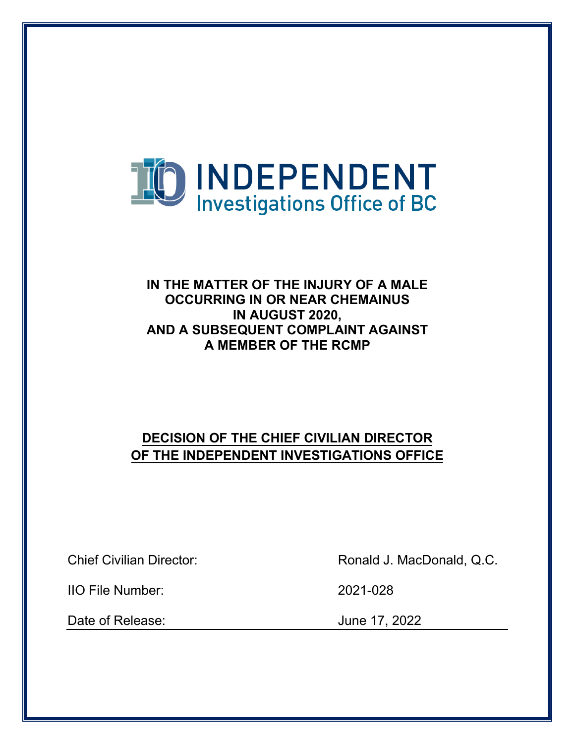INDEPENDENT
Investigations Office of BC

**IN THE MATTER OF THE INJURY OF A MALE OCCURRING IN OR NEAR CHEMAINUS IN AUGUST 2020, AND A SUBSEQUENT COMPLAINT AGAINST A MEMBER OF THE RCMP**

**DECISION OF THE CHIEF CIVILIAN DIRECTOR OF THE INDEPENDENT INVESTIGATIONS OFFICE**

| | |
|---|---|
| Chief Civilian Director: | Ronald J. MacDonald, Q.C. |
| IIO File Number: | 2021-028 |
| Date of Release: | June 17, 2022 |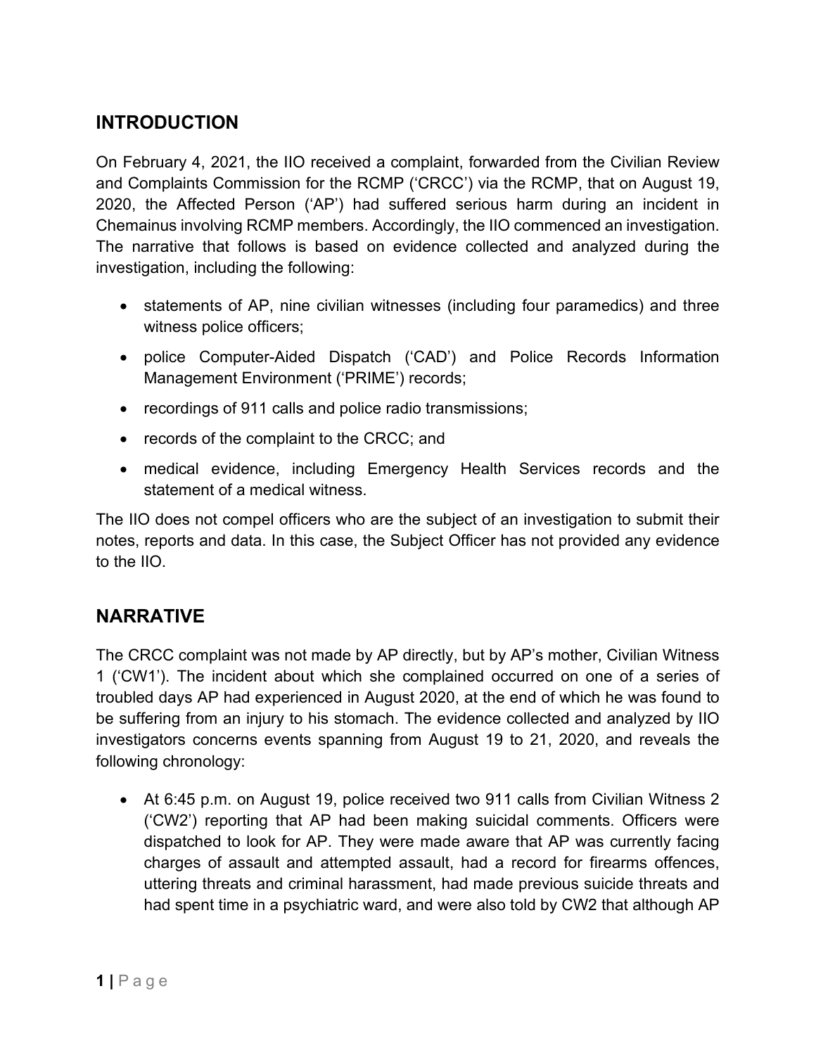## INTRODUCTION

On February 4, 2021, the IIO received a complaint, forwarded from the Civilian Review and Complaints Commission for the RCMP ('CRCC') via the RCMP, that on August 19, 2020, the Affected Person ('AP') had suffered serious harm during an incident in Chemainus involving RCMP members. Accordingly, the IIO commenced an investigation. The narrative that follows is based on evidence collected and analyzed during the investigation, including the following:

- statements of AP, nine civilian witnesses (including four paramedics) and three witness police officers;
- police Computer-Aided Dispatch ('CAD') and Police Records Information Management Environment ('PRIME') records;
- recordings of 911 calls and police radio transmissions;
- records of the complaint to the CRCC; and
- medical evidence, including Emergency Health Services records and the statement of a medical witness.

The IIO does not compel officers who are the subject of an investigation to submit their notes, reports and data. In this case, the Subject Officer has not provided any evidence to the IIO.

## NARRATIVE

The CRCC complaint was not made by AP directly, but by AP's mother, Civilian Witness 1 ('CW1'). The incident about which she complained occurred on one of a series of troubled days AP had experienced in August 2020, at the end of which he was found to be suffering from an injury to his stomach. The evidence collected and analyzed by IIO investigators concerns events spanning from August 19 to 21, 2020, and reveals the following chronology:

- At 6:45 p.m. on August 19, police received two 911 calls from Civilian Witness 2 ('CW2') reporting that AP had been making suicidal comments. Officers were dispatched to look for AP. They were made aware that AP was currently facing charges of assault and attempted assault, had a record for firearms offences, uttering threats and criminal harassment, had made previous suicide threats and had spent time in a psychiatric ward, and were also told by CW2 that although AP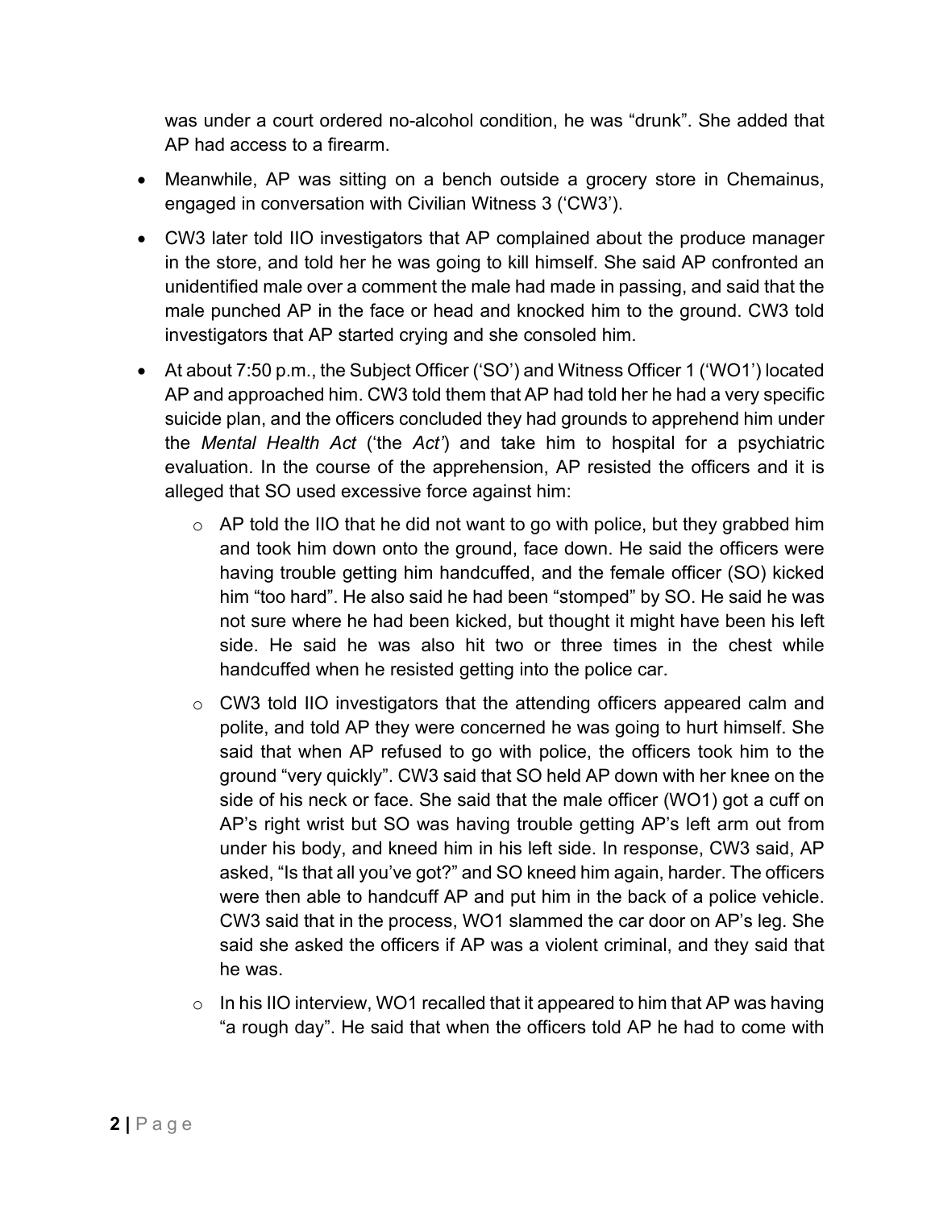was under a court ordered no-alcohol condition, he was "drunk". She added that AP had access to a firearm.

- Meanwhile, AP was sitting on a bench outside a grocery store in Chemainus, engaged in conversation with Civilian Witness 3 ('CW3').
- CW3 later told IIO investigators that AP complained about the produce manager in the store, and told her he was going to kill himself. She said AP confronted an unidentified male over a comment the male had made in passing, and said that the male punched AP in the face or head and knocked him to the ground. CW3 told investigators that AP started crying and she consoled him.
- At about 7:50 p.m., the Subject Officer ('SO') and Witness Officer 1 ('WO1') located AP and approached him. CW3 told them that AP had told her he had a very specific suicide plan, and the officers concluded they had grounds to apprehend him under the *Mental Health Act* ('the *Act'*) and take him to hospital for a psychiatric evaluation. In the course of the apprehension, AP resisted the officers and it is alleged that SO used excessive force against him:
  - AP told the IIO that he did not want to go with police, but they grabbed him and took him down onto the ground, face down. He said the officers were having trouble getting him handcuffed, and the female officer (SO) kicked him "too hard". He also said he had been "stomped" by SO. He said he was not sure where he had been kicked, but thought it might have been his left side. He said he was also hit two or three times in the chest while handcuffed when he resisted getting into the police car.
  - CW3 told IIO investigators that the attending officers appeared calm and polite, and told AP they were concerned he was going to hurt himself. She said that when AP refused to go with police, the officers took him to the ground "very quickly". CW3 said that SO held AP down with her knee on the side of his neck or face. She said that the male officer (WO1) got a cuff on AP's right wrist but SO was having trouble getting AP's left arm out from under his body, and kneed him in his left side. In response, CW3 said, AP asked, "Is that all you've got?" and SO kneed him again, harder. The officers were then able to handcuff AP and put him in the back of a police vehicle. CW3 said that in the process, WO1 slammed the car door on AP's leg. She said she asked the officers if AP was a violent criminal, and they said that he was.
  - In his IIO interview, WO1 recalled that it appeared to him that AP was having "a rough day". He said that when the officers told AP he had to come with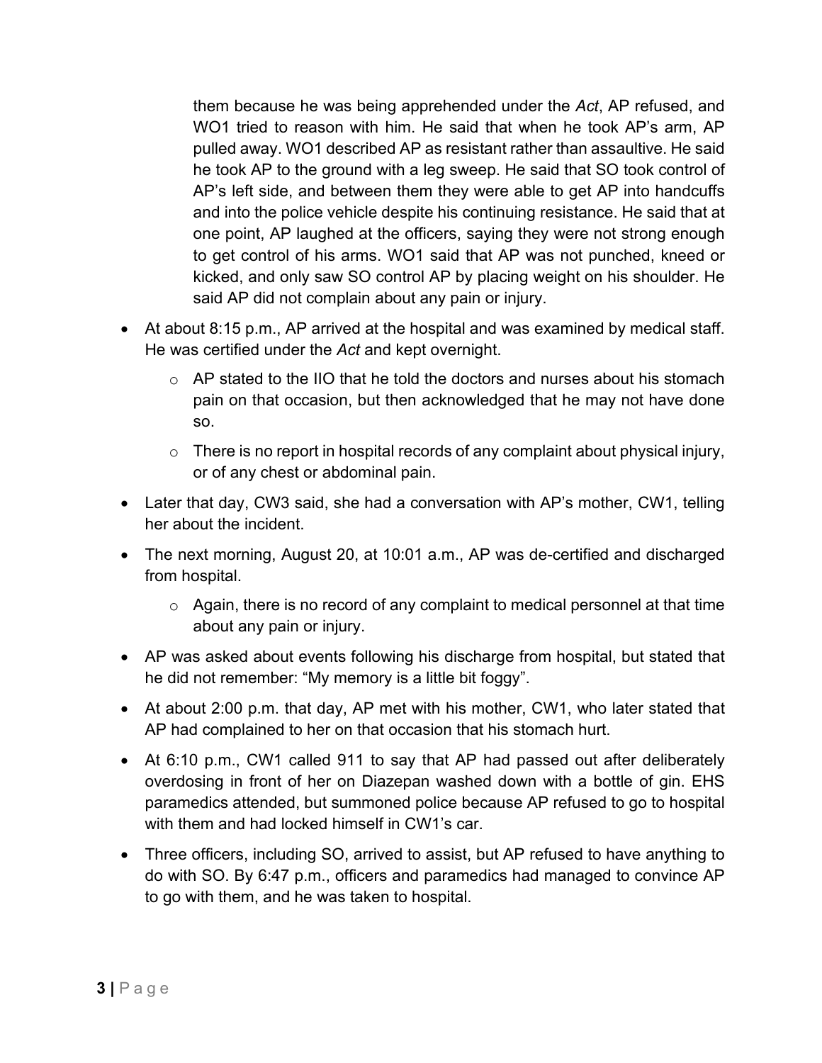them because he was being apprehended under the *Act*, AP refused, and WO1 tried to reason with him. He said that when he took AP's arm, AP pulled away. WO1 described AP as resistant rather than assaultive. He said he took AP to the ground with a leg sweep. He said that SO took control of AP's left side, and between them they were able to get AP into handcuffs and into the police vehicle despite his continuing resistance. He said that at one point, AP laughed at the officers, saying they were not strong enough to get control of his arms. WO1 said that AP was not punched, kneed or kicked, and only saw SO control AP by placing weight on his shoulder. He said AP did not complain about any pain or injury.

- At about 8:15 p.m., AP arrived at the hospital and was examined by medical staff. He was certified under the *Act* and kept overnight.
    - AP stated to the IIO that he told the doctors and nurses about his stomach pain on that occasion, but then acknowledged that he may not have done so.
    - There is no report in hospital records of any complaint about physical injury, or of any chest or abdominal pain.
- Later that day, CW3 said, she had a conversation with AP's mother, CW1, telling her about the incident.
- The next morning, August 20, at 10:01 a.m., AP was de-certified and discharged from hospital.
    - Again, there is no record of any complaint to medical personnel at that time about any pain or injury.
- AP was asked about events following his discharge from hospital, but stated that he did not remember: "My memory is a little bit foggy".
- At about 2:00 p.m. that day, AP met with his mother, CW1, who later stated that AP had complained to her on that occasion that his stomach hurt.
- At 6:10 p.m., CW1 called 911 to say that AP had passed out after deliberately overdosing in front of her on Diazepan washed down with a bottle of gin. EHS paramedics attended, but summoned police because AP refused to go to hospital with them and had locked himself in CW1's car.
- Three officers, including SO, arrived to assist, but AP refused to have anything to do with SO. By 6:47 p.m., officers and paramedics had managed to convince AP to go with them, and he was taken to hospital.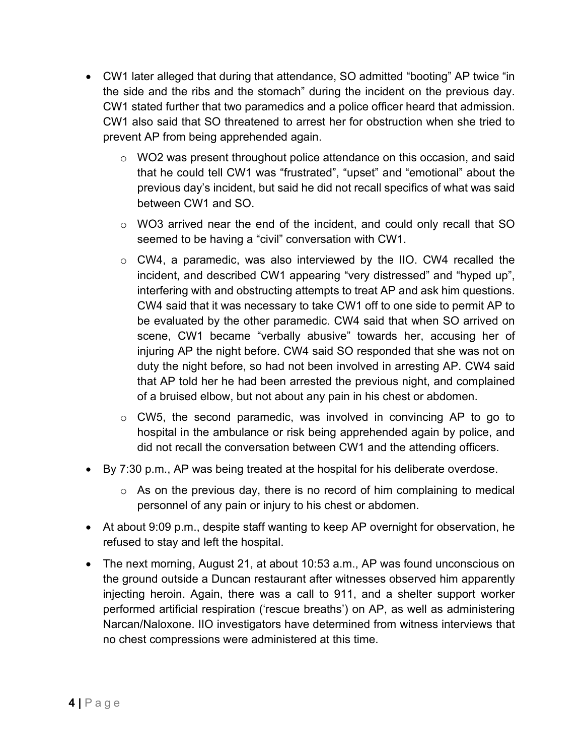- CW1 later alleged that during that attendance, SO admitted "booting" AP twice "in the side and the ribs and the stomach" during the incident on the previous day. CW1 stated further that two paramedics and a police officer heard that admission. CW1 also said that SO threatened to arrest her for obstruction when she tried to prevent AP from being apprehended again.
  - WO2 was present throughout police attendance on this occasion, and said that he could tell CW1 was "frustrated", "upset" and "emotional" about the previous day's incident, but said he did not recall specifics of what was said between CW1 and SO.
  - WO3 arrived near the end of the incident, and could only recall that SO seemed to be having a "civil" conversation with CW1.
  - CW4, a paramedic, was also interviewed by the IIO. CW4 recalled the incident, and described CW1 appearing "very distressed" and "hyped up", interfering with and obstructing attempts to treat AP and ask him questions. CW4 said that it was necessary to take CW1 off to one side to permit AP to be evaluated by the other paramedic. CW4 said that when SO arrived on scene, CW1 became "verbally abusive" towards her, accusing her of injuring AP the night before. CW4 said SO responded that she was not on duty the night before, so had not been involved in arresting AP. CW4 said that AP told her he had been arrested the previous night, and complained of a bruised elbow, but not about any pain in his chest or abdomen.
  - CW5, the second paramedic, was involved in convincing AP to go to hospital in the ambulance or risk being apprehended again by police, and did not recall the conversation between CW1 and the attending officers.
- By 7:30 p.m., AP was being treated at the hospital for his deliberate overdose.
  - As on the previous day, there is no record of him complaining to medical personnel of any pain or injury to his chest or abdomen.
- At about 9:09 p.m., despite staff wanting to keep AP overnight for observation, he refused to stay and left the hospital.
- The next morning, August 21, at about 10:53 a.m., AP was found unconscious on the ground outside a Duncan restaurant after witnesses observed him apparently injecting heroin. Again, there was a call to 911, and a shelter support worker performed artificial respiration ('rescue breaths') on AP, as well as administering Narcan/Naloxone. IIO investigators have determined from witness interviews that no chest compressions were administered at this time.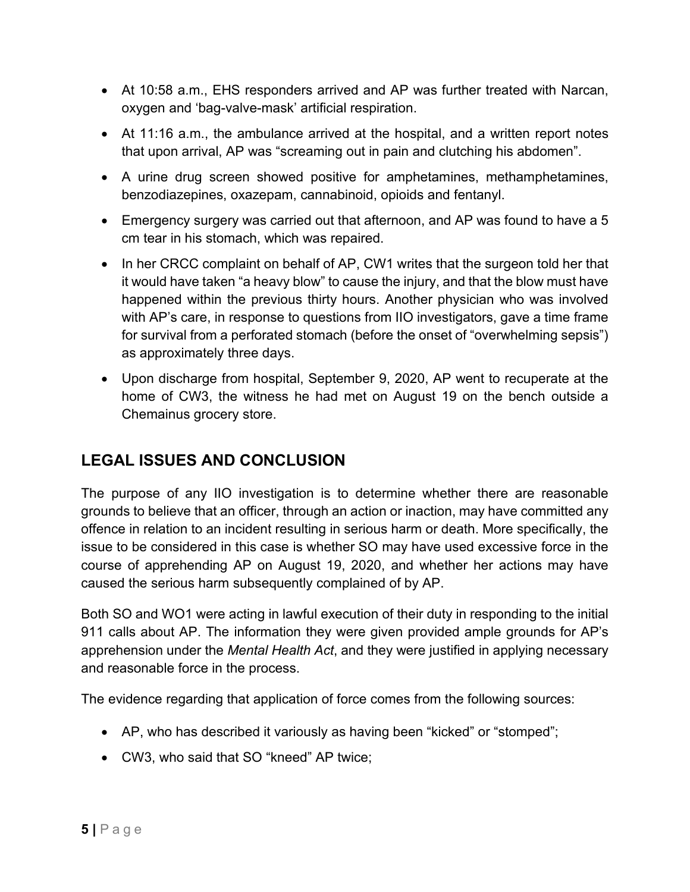- At 10:58 a.m., EHS responders arrived and AP was further treated with Narcan, oxygen and 'bag-valve-mask' artificial respiration.
- At 11:16 a.m., the ambulance arrived at the hospital, and a written report notes that upon arrival, AP was "screaming out in pain and clutching his abdomen".
- A urine drug screen showed positive for amphetamines, methamphetamines, benzodiazepines, oxazepam, cannabinoid, opioids and fentanyl.
- Emergency surgery was carried out that afternoon, and AP was found to have a 5 cm tear in his stomach, which was repaired.
- In her CRCC complaint on behalf of AP, CW1 writes that the surgeon told her that it would have taken "a heavy blow" to cause the injury, and that the blow must have happened within the previous thirty hours. Another physician who was involved with AP's care, in response to questions from IIO investigators, gave a time frame for survival from a perforated stomach (before the onset of "overwhelming sepsis") as approximately three days.
- Upon discharge from hospital, September 9, 2020, AP went to recuperate at the home of CW3, the witness he had met on August 19 on the bench outside a Chemainus grocery store.

## LEGAL ISSUES AND CONCLUSION

The purpose of any IIO investigation is to determine whether there are reasonable grounds to believe that an officer, through an action or inaction, may have committed any offence in relation to an incident resulting in serious harm or death. More specifically, the issue to be considered in this case is whether SO may have used excessive force in the course of apprehending AP on August 19, 2020, and whether her actions may have caused the serious harm subsequently complained of by AP.

Both SO and WO1 were acting in lawful execution of their duty in responding to the initial 911 calls about AP. The information they were given provided ample grounds for AP's apprehension under the *Mental Health Act*, and they were justified in applying necessary and reasonable force in the process.

The evidence regarding that application of force comes from the following sources:

- AP, who has described it variously as having been "kicked" or "stomped";
- CW3, who said that SO "kneed" AP twice;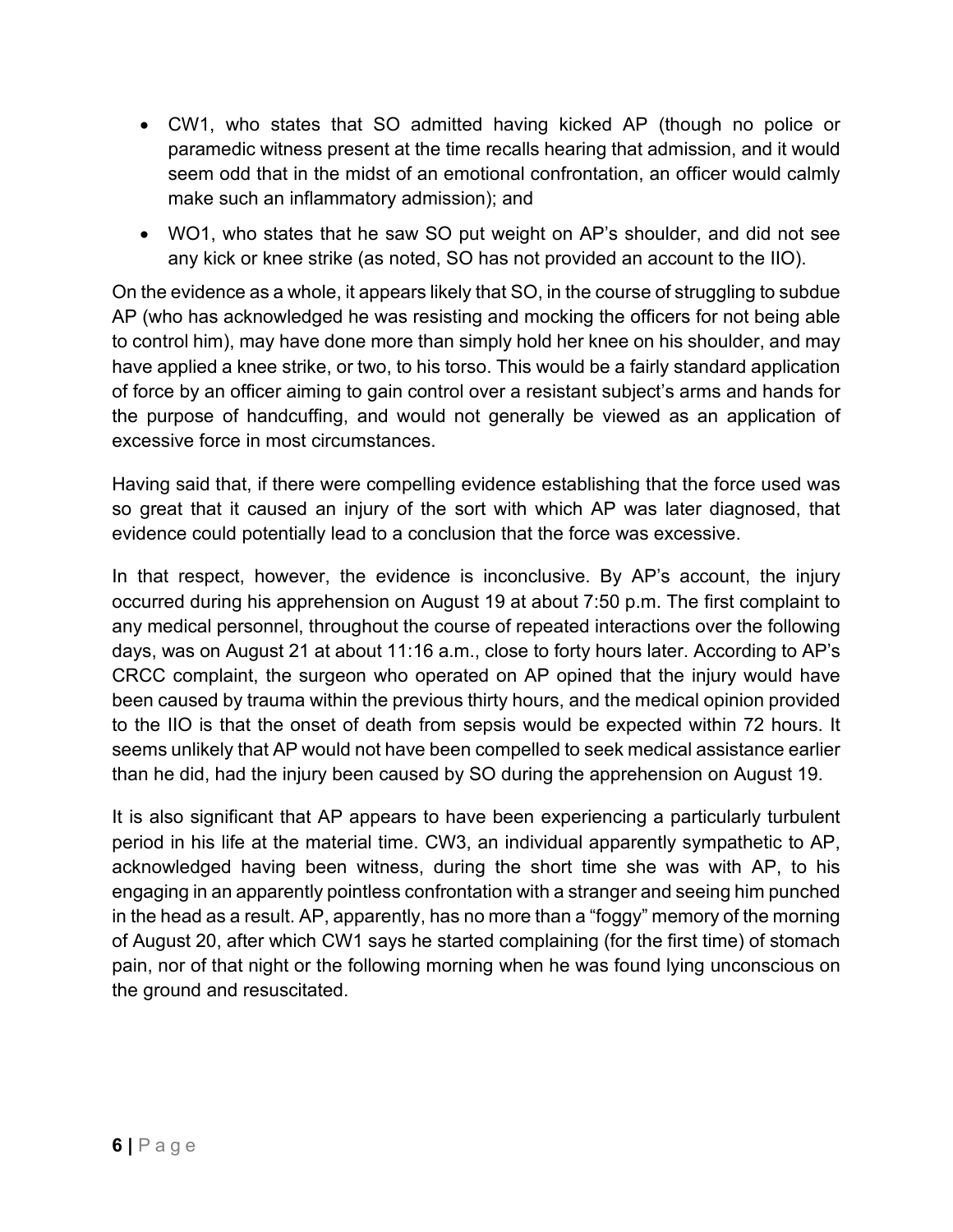- CW1, who states that SO admitted having kicked AP (though no police or paramedic witness present at the time recalls hearing that admission, and it would seem odd that in the midst of an emotional confrontation, an officer would calmly make such an inflammatory admission); and
- WO1, who states that he saw SO put weight on AP's shoulder, and did not see any kick or knee strike (as noted, SO has not provided an account to the IIO).

On the evidence as a whole, it appears likely that SO, in the course of struggling to subdue AP (who has acknowledged he was resisting and mocking the officers for not being able to control him), may have done more than simply hold her knee on his shoulder, and may have applied a knee strike, or two, to his torso. This would be a fairly standard application of force by an officer aiming to gain control over a resistant subject's arms and hands for the purpose of handcuffing, and would not generally be viewed as an application of excessive force in most circumstances.

Having said that, if there were compelling evidence establishing that the force used was so great that it caused an injury of the sort with which AP was later diagnosed, that evidence could potentially lead to a conclusion that the force was excessive.

In that respect, however, the evidence is inconclusive. By AP's account, the injury occurred during his apprehension on August 19 at about 7:50 p.m. The first complaint to any medical personnel, throughout the course of repeated interactions over the following days, was on August 21 at about 11:16 a.m., close to forty hours later. According to AP's CRCC complaint, the surgeon who operated on AP opined that the injury would have been caused by trauma within the previous thirty hours, and the medical opinion provided to the IIO is that the onset of death from sepsis would be expected within 72 hours. It seems unlikely that AP would not have been compelled to seek medical assistance earlier than he did, had the injury been caused by SO during the apprehension on August 19.

It is also significant that AP appears to have been experiencing a particularly turbulent period in his life at the material time. CW3, an individual apparently sympathetic to AP, acknowledged having been witness, during the short time she was with AP, to his engaging in an apparently pointless confrontation with a stranger and seeing him punched in the head as a result. AP, apparently, has no more than a "foggy" memory of the morning of August 20, after which CW1 says he started complaining (for the first time) of stomach pain, nor of that night or the following morning when he was found lying unconscious on the ground and resuscitated.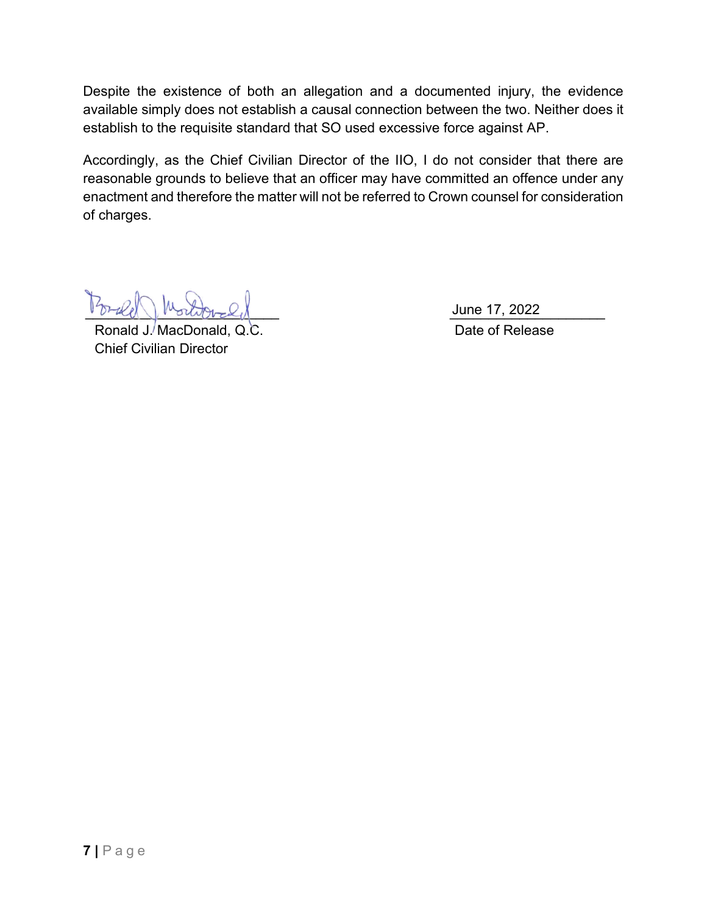Despite the existence of both an allegation and a documented injury, the evidence available simply does not establish a causal connection between the two. Neither does it establish to the requisite standard that SO used excessive force against AP.

Accordingly, as the Chief Civilian Director of the IIO, I do not consider that there are reasonable grounds to believe that an officer may have committed an offence under any enactment and therefore the matter will not be referred to Crown counsel for consideration of charges.

Ronald J. MacDonald, Q.C.
Chief Civilian Director

June 17, 2022
Date of Release